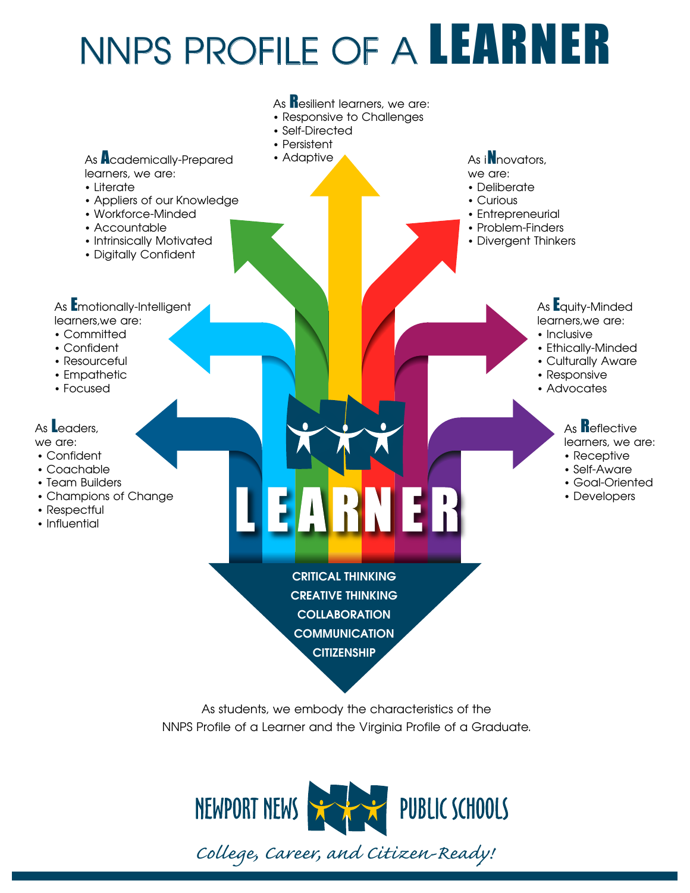# NNPS PROFILE OF A LEARNER

As **R**esilient learners, we are:
- Responsive to Challenges
- Self-Directed
- Persistent
- Adaptive

As **A**cademically-Prepared learners, we are:
- Literate
- Appliers of our Knowledge
- Workforce-Minded
- Accountable
- Intrinsically Motivated
- Digitally Confident

As i**N**novators, we are:
- Deliberate
- Curious
- Entrepreneurial
- Problem-Finders
- Divergent Thinkers

As **E**motionally-Intelligent learners,we are:
- Committed
- Confident
- Resourceful
- Empathetic
- Focused

As **E**quity-Minded learners,we are:
- Inclusive
- Ethically-Minded
- Culturally Aware
- Responsive
- Advocates

As **L**eaders, we are:
- Confident
- Coachable
- Team Builders
- Champions of Change
- Respectful
- Influential

As **R**eflective learners, we are:
- Receptive
- Self-Aware
- Goal-Oriented
- Developers

**LEARNER**

**CRITICAL THINKING**
**CREATIVE THINKING**
**COLLABORATION**
**COMMUNICATION**
**CITIZENSHIP**

As students, we embody the characteristics of the NNPS Profile of a Learner and the Virginia Profile of a Graduate.

NEWPORT NEWS PUBLIC SCHOOLS

*College, Career, and Citizen-Ready!*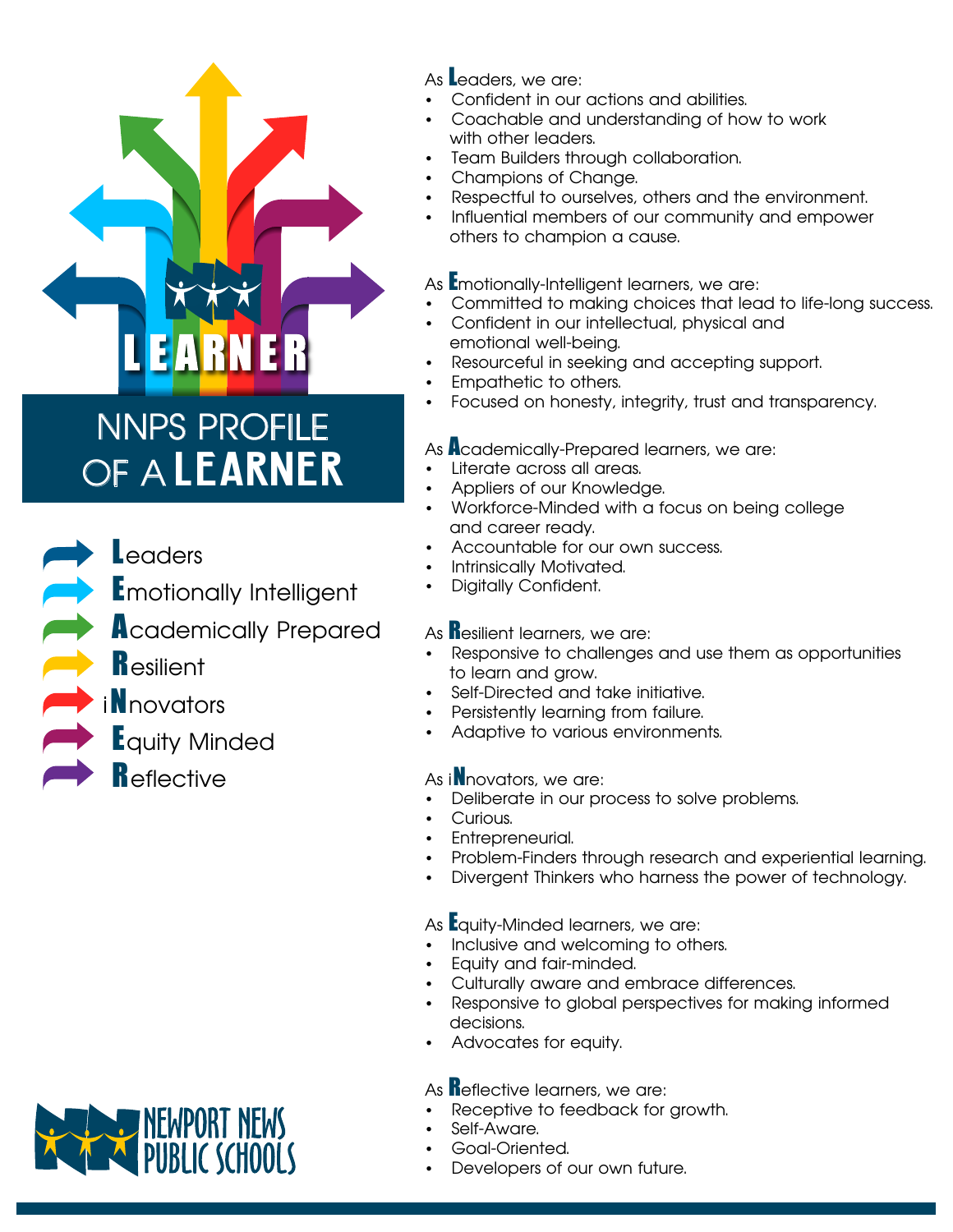LEARNER

# NNPS PROFILE OF A LEARNER

- **L**eaders
- **E**motionally Intelligent
- **A**cademically Prepared
- **R**esilient
- i**N**novators
- **E**quity Minded
- **R**eflective

NEWPORT NEWS PUBLIC SCHOOLS

As **L**eaders, we are:

- Confident in our actions and abilities.
- Coachable and understanding of how to work with other leaders.
- Team Builders through collaboration.
- Champions of Change.
- Respectful to ourselves, others and the environment.
- Influential members of our community and empower others to champion a cause.

As **E**motionally-Intelligent learners, we are:

- Committed to making choices that lead to life-long success.
- Confident in our intellectual, physical and emotional well-being.
- Resourceful in seeking and accepting support.
- Empathetic to others.
- Focused on honesty, integrity, trust and transparency.

As **A**cademically-Prepared learners, we are:

- Literate across all areas.
- Appliers of our Knowledge.
- Workforce-Minded with a focus on being college and career ready.
- Accountable for our own success.
- Intrinsically Motivated.
- Digitally Confident.

As **R**esilient learners, we are:

- Responsive to challenges and use them as opportunities to learn and grow.
- Self-Directed and take initiative.
- Persistently learning from failure.
- Adaptive to various environments.

As i**N**novators, we are:

- Deliberate in our process to solve problems.
- Curious.
- Entrepreneurial.
- Problem-Finders through research and experiential learning.
- Divergent Thinkers who harness the power of technology.

As **E**quity-Minded learners, we are:

- Inclusive and welcoming to others.
- Equity and fair-minded.
- Culturally aware and embrace differences.
- Responsive to global perspectives for making informed decisions.
- Advocates for equity.

As **R**eflective learners, we are:

- Receptive to feedback for growth.
- Self-Aware.
- Goal-Oriented.
- Developers of our own future.